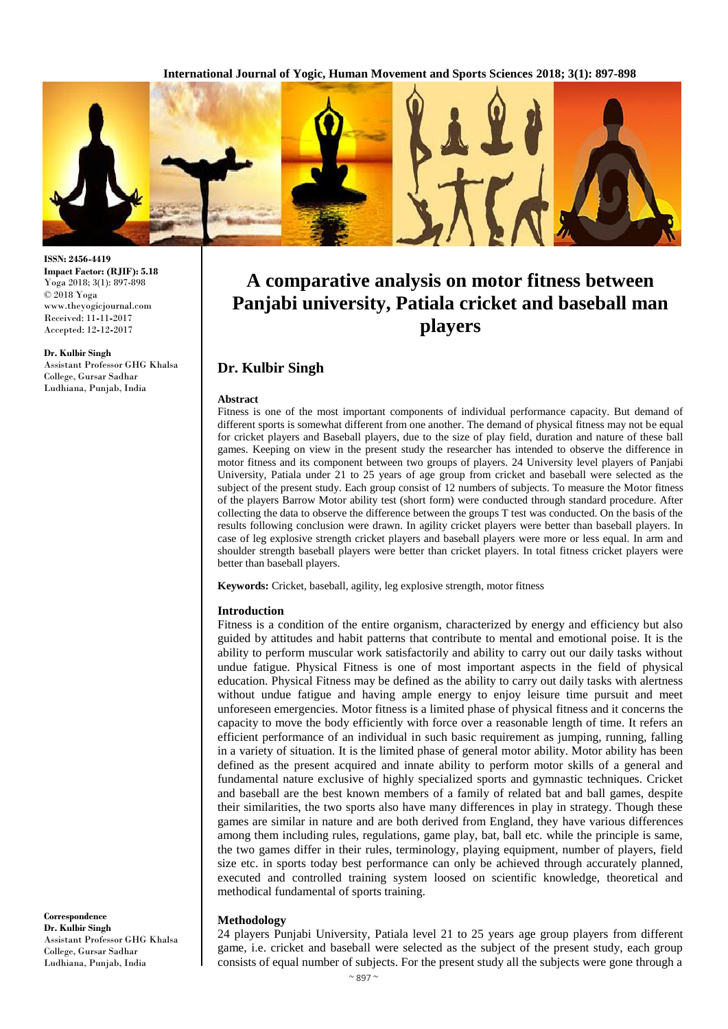ISSN: 2456-4419
Impact Factor: (RJIF): 5.18
Yoga 2018; 3(1): 897-898
© 2018 Yoga
www.theyogicjournal.com
Received: 11-11-2017
Accepted: 12-12-2017

**Dr. Kulbir Singh**
Assistant Professor GHG Khalsa College, Gursar Sadhar Ludhiana, Punjab, India

**Correspondence**
**Dr. Kulbir Singh**
Assistant Professor GHG Khalsa College, Gursar Sadhar Ludhiana, Punjab, India

# A comparative analysis on motor fitness between Panjabi university, Patiala cricket and baseball man players

## Dr. Kulbir Singh

### Abstract

Fitness is one of the most important components of individual performance capacity. But demand of different sports is somewhat different from one another. The demand of physical fitness may not be equal for cricket players and Baseball players, due to the size of play field, duration and nature of these ball games. Keeping on view in the present study the researcher has intended to observe the difference in motor fitness and its component between two groups of players. 24 University level players of Panjabi University, Patiala under 21 to 25 years of age group from cricket and baseball were selected as the subject of the present study. Each group consist of 12 numbers of subjects. To measure the Motor fitness of the players Barrow Motor ability test (short form) were conducted through standard procedure. After collecting the data to observe the difference between the groups T test was conducted. On the basis of the results following conclusion were drawn. In agility cricket players were better than baseball players. In case of leg explosive strength cricket players and baseball players were more or less equal. In arm and shoulder strength baseball players were better than cricket players. In total fitness cricket players were better than baseball players.

**Keywords:** Cricket, baseball, agility, leg explosive strength, motor fitness

### Introduction

Fitness is a condition of the entire organism, characterized by energy and efficiency but also guided by attitudes and habit patterns that contribute to mental and emotional poise. It is the ability to perform muscular work satisfactorily and ability to carry out our daily tasks without undue fatigue. Physical Fitness is one of most important aspects in the field of physical education. Physical Fitness may be defined as the ability to carry out daily tasks with alertness without undue fatigue and having ample energy to enjoy leisure time pursuit and meet unforeseen emergencies. Motor fitness is a limited phase of physical fitness and it concerns the capacity to move the body efficiently with force over a reasonable length of time. It refers an efficient performance of an individual in such basic requirement as jumping, running, falling in a variety of situation. It is the limited phase of general motor ability. Motor ability has been defined as the present acquired and innate ability to perform motor skills of a general and fundamental nature exclusive of highly specialized sports and gymnastic techniques. Cricket and baseball are the best known members of a family of related bat and ball games, despite their similarities, the two sports also have many differences in play in strategy. Though these games are similar in nature and are both derived from England, they have various differences among them including rules, regulations, game play, bat, ball etc. while the principle is same, the two games differ in their rules, terminology, playing equipment, number of players, field size etc. in sports today best performance can only be achieved through accurately planned, executed and controlled training system loosed on scientific knowledge, theoretical and methodical fundamental of sports training.

### Methodology

24 players Punjabi University, Patiala level 21 to 25 years age group players from different game, i.e. cricket and baseball were selected as the subject of the present study, each group consists of equal number of subjects. For the present study all the subjects were gone through a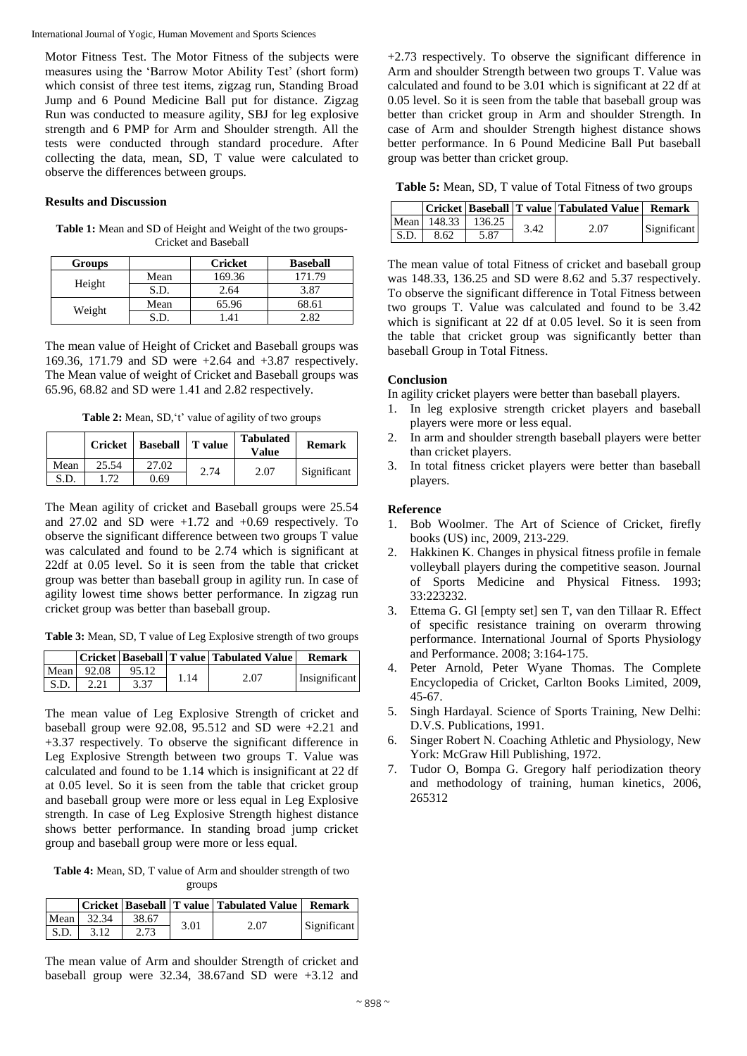Motor Fitness Test. The Motor Fitness of the subjects were measures using the 'Barrow Motor Ability Test' (short form) which consist of three test items, zigzag run, Standing Broad Jump and 6 Pound Medicine Ball put for distance. Zigzag Run was conducted to measure agility, SBJ for leg explosive strength and 6 PMP for Arm and Shoulder strength. All the tests were conducted through standard procedure. After collecting the data, mean, SD, T value were calculated to observe the differences between groups.

### Results and Discussion

**Table 1:** Mean and SD of Height and Weight of the two groups-Cricket and Baseball

| Groups | | Cricket | Baseball |
|---|---|---|---|
| Height | Mean | 169.36 | 171.79 |
| | S.D. | 2.64 | 3.87 |
| Weight | Mean | 65.96 | 68.61 |
| | S.D. | 1.41 | 2.82 |

The mean value of Height of Cricket and Baseball groups was 169.36, 171.79 and SD were +2.64 and +3.87 respectively. The Mean value of weight of Cricket and Baseball groups was 65.96, 68.82 and SD were 1.41 and 2.82 respectively.

**Table 2:** Mean, SD,'t' value of agility of two groups

| | Cricket | Baseball | T value | Tabulated Value | Remark |
|---|---|---|---|---|---|
| Mean | 25.54 | 27.02 | 2.74 | 2.07 | Significant |
| S.D. | 1.72 | 0.69 | | | |

The Mean agility of cricket and Baseball groups were 25.54 and 27.02 and SD were +1.72 and +0.69 respectively. To observe the significant difference between two groups T value was calculated and found to be 2.74 which is significant at 22df at 0.05 level. So it is seen from the table that cricket group was better than baseball group in agility run. In case of agility lowest time shows better performance. In zigzag run cricket group was better than baseball group.

**Table 3:** Mean, SD, T value of Leg Explosive strength of two groups

| | Cricket | Baseball | T value | Tabulated Value | Remark |
|---|---|---|---|---|---|
| Mean | 92.08 | 95.12 | 1.14 | 2.07 | Insignificant |
| S.D. | 2.21 | 3.37 | | | |

The mean value of Leg Explosive Strength of cricket and baseball group were 92.08, 95.512 and SD were +2.21 and +3.37 respectively. To observe the significant difference in Leg Explosive Strength between two groups T. Value was calculated and found to be 1.14 which is insignificant at 22 df at 0.05 level. So it is seen from the table that cricket group and baseball group were more or less equal in Leg Explosive strength. In case of Leg Explosive Strength highest distance shows better performance. In standing broad jump cricket group and baseball group were more or less equal.

**Table 4:** Mean, SD, T value of Arm and shoulder strength of two groups

| | Cricket | Baseball | T value | Tabulated Value | Remark |
|---|---|---|---|---|---|
| Mean | 32.34 | 38.67 | 3.01 | 2.07 | Significant |
| S.D. | 3.12 | 2.73 | | | |

The mean value of Arm and shoulder Strength of cricket and baseball group were 32.34, 38.67and SD were +3.12 and +2.73 respectively. To observe the significant difference in Arm and shoulder Strength between two groups T. Value was calculated and found to be 3.01 which is significant at 22 df at 0.05 level. So it is seen from the table that baseball group was better than cricket group in Arm and shoulder Strength. In case of Arm and shoulder Strength highest distance shows better performance. In 6 Pound Medicine Ball Put baseball group was better than cricket group.

**Table 5:** Mean, SD, T value of Total Fitness of two groups

| | Cricket | Baseball | T value | Tabulated Value | Remark |
|---|---|---|---|---|---|
| Mean | 148.33 | 136.25 | 3.42 | 2.07 | Significant |
| S.D. | 8.62 | 5.87 | | | |

The mean value of total Fitness of cricket and baseball group was 148.33, 136.25 and SD were 8.62 and 5.37 respectively. To observe the significant difference in Total Fitness between two groups T. Value was calculated and found to be 3.42 which is significant at 22 df at 0.05 level. So it is seen from the table that cricket group was significantly better than baseball Group in Total Fitness.

### Conclusion

In agility cricket players were better than baseball players.

1. In leg explosive strength cricket players and baseball players were more or less equal.
2. In arm and shoulder strength baseball players were better than cricket players.
3. In total fitness cricket players were better than baseball players.

### Reference

1. Bob Woolmer. The Art of Science of Cricket, firefly books (US) inc, 2009, 213-229.
2. Hakkinen K. Changes in physical fitness profile in female volleyball players during the competitive season. Journal of Sports Medicine and Physical Fitness. 1993; 33:223232.
3. Ettema G. Gl [empty set] sen T, van den Tillaar R. Effect of specific resistance training on overarm throwing performance. International Journal of Sports Physiology and Performance. 2008; 3:164-175.
4. Peter Arnold, Peter Wyane Thomas. The Complete Encyclopedia of Cricket, Carlton Books Limited, 2009, 45-67.
5. Singh Hardayal. Science of Sports Training, New Delhi: D.V.S. Publications, 1991.
6. Singer Robert N. Coaching Athletic and Physiology, New York: McGraw Hill Publishing, 1972.
7. Tudor O, Bompa G. Gregory half periodization theory and methodology of training, human kinetics, 2006, 265312